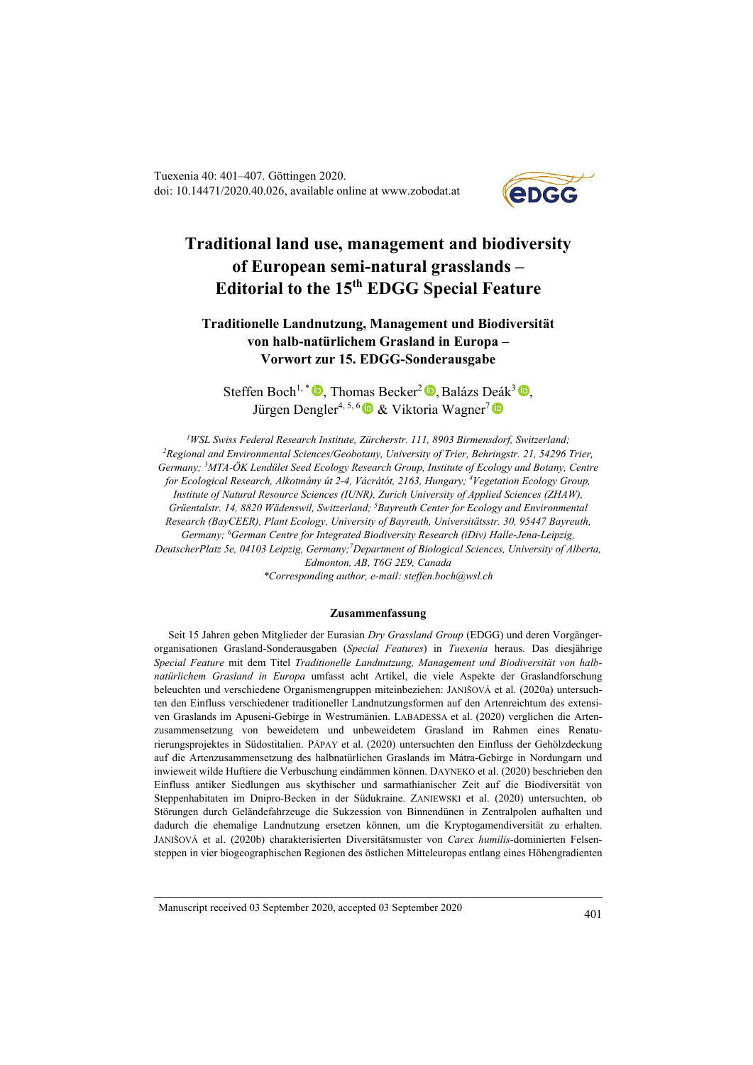# Traditional land use, management and biodiversity of European semi-natural grasslands – Editorial to the 15th EDGG Special Feature

## Traditionelle Landnutzung, Management und Biodiversität von halb-natürlichem Grasland in Europa – Vorwort zur 15. EDGG-Sonderausgabe

Steffen Boch[1,*], Thomas Becker[2], Balázs Deák[3], Jürgen Dengler[4,5,6] & Viktoria Wagner[7]

*[1]WSL Swiss Federal Research Institute, Zürcherstr. 111, 8903 Birmensdorf, Switzerland; [2]Regional and Environmental Sciences/Geobotany, University of Trier, Behringstr. 21, 54296 Trier, Germany; [3]MTA-ÖK Lendület Seed Ecology Research Group, Institute of Ecology and Botany, Centre for Ecological Research, Alkotmány út 2-4, Vácrátót, 2163, Hungary; [4]Vegetation Ecology Group, Institute of Natural Resource Sciences (IUNR), Zurich University of Applied Sciences (ZHAW), Grüentalstr. 14, 8820 Wädenswil, Switzerland; [5]Bayreuth Center for Ecology and Environmental Research (BayCEER), Plant Ecology, University of Bayreuth, Universitätsstr. 30, 95447 Bayreuth, Germany; [6]German Centre for Integrated Biodiversity Research (iDiv) Halle-Jena-Leipzig, DeutscherPlatz 5e, 04103 Leipzig, Germany; [7]Department of Biological Sciences, University of Alberta, Edmonton, AB, T6G 2E9, Canada*

*\*Corresponding author, e-mail: steffen.boch@wsl.ch*

### Zusammenfassung

Seit 15 Jahren geben Mitglieder der Eurasian *Dry Grassland Group* (EDGG) und deren Vorgängerorganisationen Grasland-Sonderausgaben (*Special Features*) in *Tuexenia* heraus. Das diesjährige *Special Feature* mit dem Titel *Traditionelle Landnutzung, Management und Biodiversität von halbnatürlichem Grasland in Europa* umfasst acht Artikel, die viele Aspekte der Graslandforschung beleuchten und verschiedene Organismengruppen miteinbeziehen: JANIŠOVÁ et al. (2020a) untersuchten den Einfluss verschiedener traditioneller Landnutzungsformen auf den Artenreichtum des extensiven Graslands im Apuseni-Gebirge in Westrumänien. LABADESSA et al. (2020) verglichen die Artenzusammensetzung von beweidetem und unbeweidetem Grasland im Rahmen eines Renaturierungsprojektes in Südostitalien. PÁPAY et al. (2020) untersuchten den Einfluss der Gehölzdeckung auf die Artenzusammensetzung des halbnatürlichen Graslands im Mátra-Gebirge in Nordungarn und inwieweit wilde Huftiere die Verbuschung eindämmen können. DAYNEKO et al. (2020) beschrieben den Einfluss antiker Siedlungen aus skythischer und sarmathianischer Zeit auf die Biodiversität von Steppenhabitaten im Dnipro-Becken in der Südukraine. ZANIEWSKI et al. (2020) untersuchten, ob Störungen durch Geländefahrzeuge die Sukzession von Binnendünen in Zentralpolen aufhalten und dadurch die ehemalige Landnutzung ersetzen können, um die Kryptogamendiversität zu erhalten. JANIŠOVÁ et al. (2020b) charakterisierten Diversitätsmuster von *Carex humilis*-dominierten Felsensteppen in vier biogeographischen Regionen des östlichen Mitteleuropas entlang eines Höhengradienten

Manuscript received 03 September 2020, accepted 03 September 2020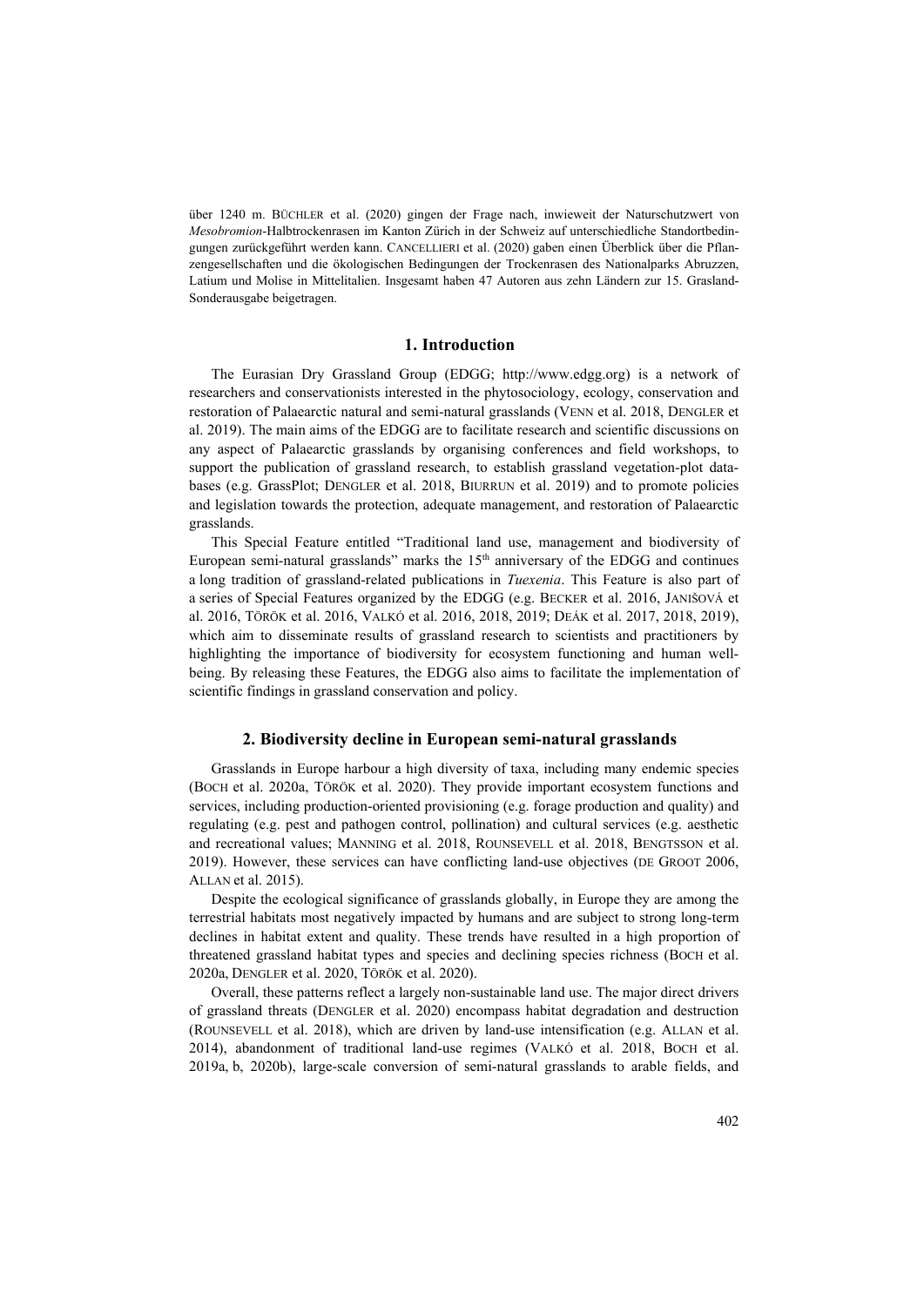über 1240 m. BÜCHLER et al. (2020) gingen der Frage nach, inwieweit der Naturschutzwert von *Mesobromion*-Halbtrockenrasen im Kanton Zürich in der Schweiz auf unterschiedliche Standortbedingungen zurückgeführt werden kann. CANCELLIERI et al. (2020) gaben einen Überblick über die Pflanzengesellschaften und die ökologischen Bedingungen der Trockenrasen des Nationalparks Abruzzen, Latium und Molise in Mittelitalien. Insgesamt haben 47 Autoren aus zehn Ländern zur 15. Grasland-Sonderausgabe beigetragen.

## 1. Introduction

The Eurasian Dry Grassland Group (EDGG; http://www.edgg.org) is a network of researchers and conservationists interested in the phytosociology, ecology, conservation and restoration of Palaearctic natural and semi-natural grasslands (VENN et al. 2018, DENGLER et al. 2019). The main aims of the EDGG are to facilitate research and scientific discussions on any aspect of Palaearctic grasslands by organising conferences and field workshops, to support the publication of grassland research, to establish grassland vegetation-plot databases (e.g. GrassPlot; DENGLER et al. 2018, BIURRUN et al. 2019) and to promote policies and legislation towards the protection, adequate management, and restoration of Palaearctic grasslands.

This Special Feature entitled "Traditional land use, management and biodiversity of European semi-natural grasslands" marks the 15th anniversary of the EDGG and continues a long tradition of grassland-related publications in *Tuexenia*. This Feature is also part of a series of Special Features organized by the EDGG (e.g. BECKER et al. 2016, JANIŠOVÁ et al. 2016, TÖRÖK et al. 2016, VALKÓ et al. 2016, 2018, 2019; DEÁK et al. 2017, 2018, 2019), which aim to disseminate results of grassland research to scientists and practitioners by highlighting the importance of biodiversity for ecosystem functioning and human well-being. By releasing these Features, the EDGG also aims to facilitate the implementation of scientific findings in grassland conservation and policy.

## 2. Biodiversity decline in European semi-natural grasslands

Grasslands in Europe harbour a high diversity of taxa, including many endemic species (BOCH et al. 2020a, TÖRÖK et al. 2020). They provide important ecosystem functions and services, including production-oriented provisioning (e.g. forage production and quality) and regulating (e.g. pest and pathogen control, pollination) and cultural services (e.g. aesthetic and recreational values; MANNING et al. 2018, ROUNSEVELL et al. 2018, BENGTSSON et al. 2019). However, these services can have conflicting land-use objectives (DE GROOT 2006, ALLAN et al. 2015).

Despite the ecological significance of grasslands globally, in Europe they are among the terrestrial habitats most negatively impacted by humans and are subject to strong long-term declines in habitat extent and quality. These trends have resulted in a high proportion of threatened grassland habitat types and species and declining species richness (BOCH et al. 2020a, DENGLER et al. 2020, TÖRÖK et al. 2020).

Overall, these patterns reflect a largely non-sustainable land use. The major direct drivers of grassland threats (DENGLER et al. 2020) encompass habitat degradation and destruction (ROUNSEVELL et al. 2018), which are driven by land-use intensification (e.g. ALLAN et al. 2014), abandonment of traditional land-use regimes (VALKÓ et al. 2018, BOCH et al. 2019a, b, 2020b), large-scale conversion of semi-natural grasslands to arable fields, and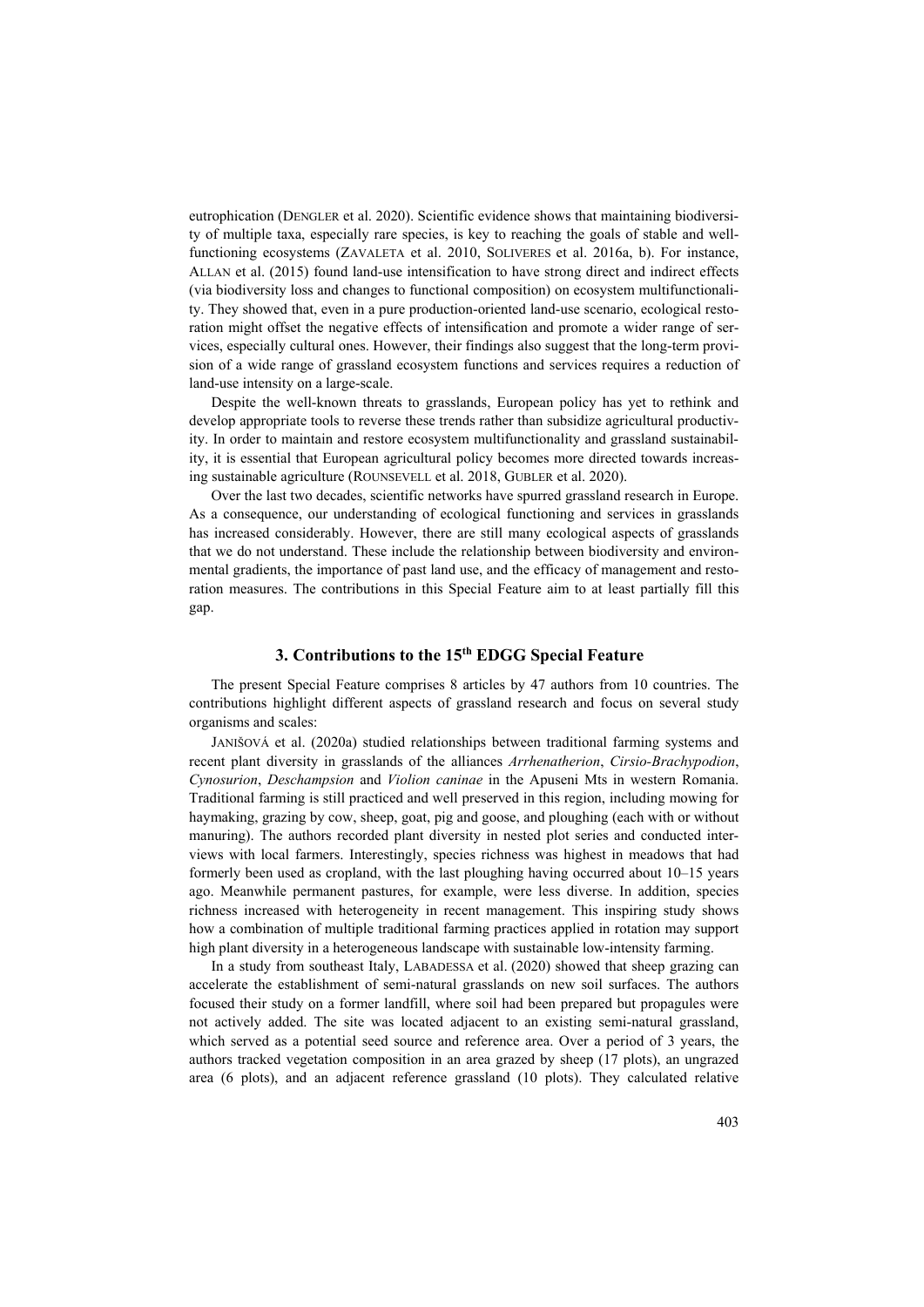eutrophication (DENGLER et al. 2020). Scientific evidence shows that maintaining biodiversity of multiple taxa, especially rare species, is key to reaching the goals of stable and well-functioning ecosystems (ZAVALETA et al. 2010, SOLIVERES et al. 2016a, b). For instance, ALLAN et al. (2015) found land-use intensification to have strong direct and indirect effects (via biodiversity loss and changes to functional composition) on ecosystem multifunctionality. They showed that, even in a pure production-oriented land-use scenario, ecological restoration might offset the negative effects of intensification and promote a wider range of services, especially cultural ones. However, their findings also suggest that the long-term provision of a wide range of grassland ecosystem functions and services requires a reduction of land-use intensity on a large-scale.

Despite the well-known threats to grasslands, European policy has yet to rethink and develop appropriate tools to reverse these trends rather than subsidize agricultural productivity. In order to maintain and restore ecosystem multifunctionality and grassland sustainability, it is essential that European agricultural policy becomes more directed towards increasing sustainable agriculture (ROUNSEVELL et al. 2018, GUBLER et al. 2020).

Over the last two decades, scientific networks have spurred grassland research in Europe. As a consequence, our understanding of ecological functioning and services in grasslands has increased considerably. However, there are still many ecological aspects of grasslands that we do not understand. These include the relationship between biodiversity and environmental gradients, the importance of past land use, and the efficacy of management and restoration measures. The contributions in this Special Feature aim to at least partially fill this gap.

## 3. Contributions to the 15th EDGG Special Feature

The present Special Feature comprises 8 articles by 47 authors from 10 countries. The contributions highlight different aspects of grassland research and focus on several study organisms and scales:

JANIŠOVÁ et al. (2020a) studied relationships between traditional farming systems and recent plant diversity in grasslands of the alliances *Arrhenatherion*, *Cirsio-Brachypodion*, *Cynosurion*, *Deschampsion* and *Violion caninae* in the Apuseni Mts in western Romania. Traditional farming is still practiced and well preserved in this region, including mowing for haymaking, grazing by cow, sheep, goat, pig and goose, and ploughing (each with or without manuring). The authors recorded plant diversity in nested plot series and conducted interviews with local farmers. Interestingly, species richness was highest in meadows that had formerly been used as cropland, with the last ploughing having occurred about 10–15 years ago. Meanwhile permanent pastures, for example, were less diverse. In addition, species richness increased with heterogeneity in recent management. This inspiring study shows how a combination of multiple traditional farming practices applied in rotation may support high plant diversity in a heterogeneous landscape with sustainable low-intensity farming.

In a study from southeast Italy, LABADESSA et al. (2020) showed that sheep grazing can accelerate the establishment of semi-natural grasslands on new soil surfaces. The authors focused their study on a former landfill, where soil had been prepared but propagules were not actively added. The site was located adjacent to an existing semi-natural grassland, which served as a potential seed source and reference area. Over a period of 3 years, the authors tracked vegetation composition in an area grazed by sheep (17 plots), an ungrazed area (6 plots), and an adjacent reference grassland (10 plots). They calculated relative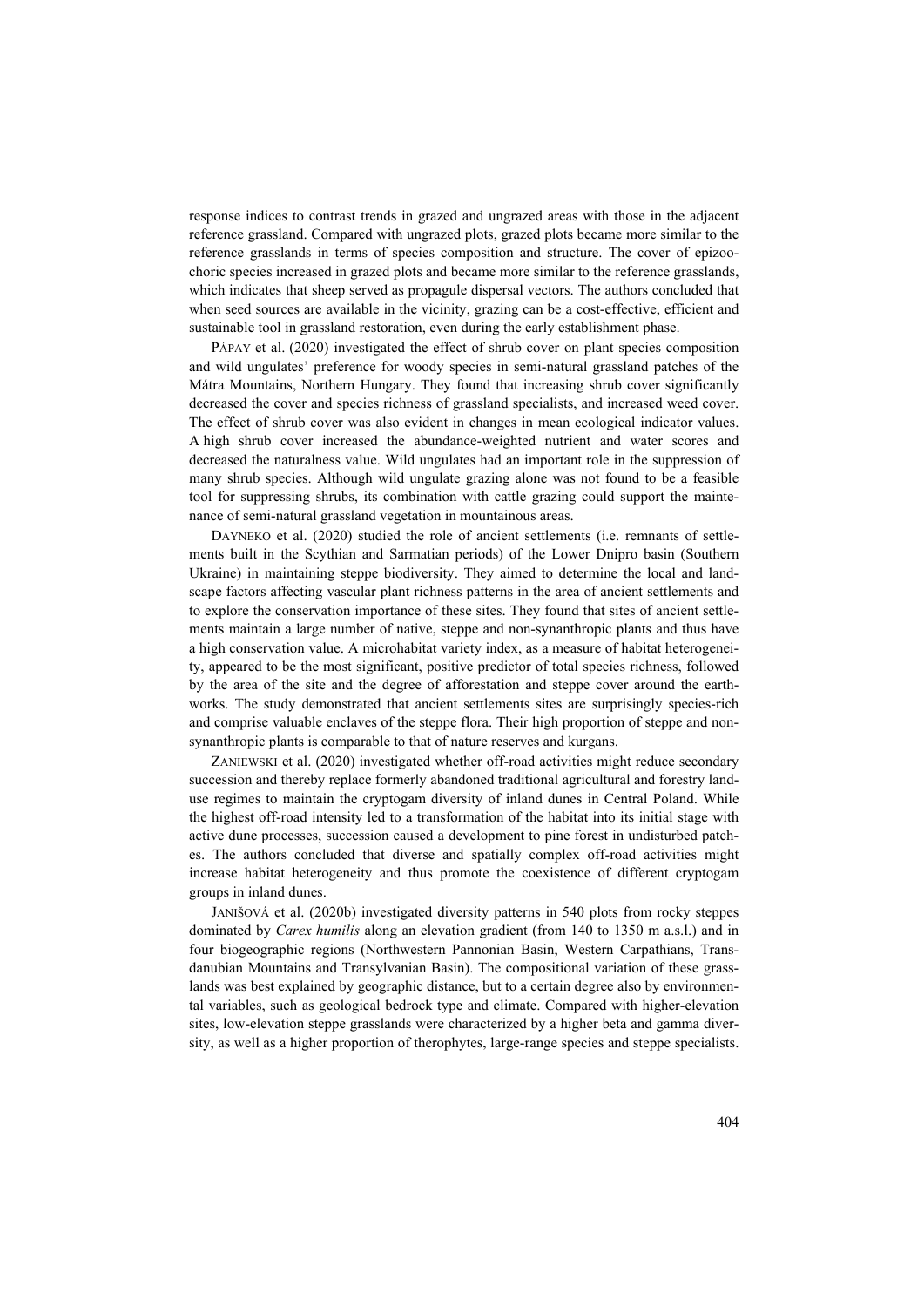response indices to contrast trends in grazed and ungrazed areas with those in the adjacent reference grassland. Compared with ungrazed plots, grazed plots became more similar to the reference grasslands in terms of species composition and structure. The cover of epizoochoric species increased in grazed plots and became more similar to the reference grasslands, which indicates that sheep served as propagule dispersal vectors. The authors concluded that when seed sources are available in the vicinity, grazing can be a cost-effective, efficient and sustainable tool in grassland restoration, even during the early establishment phase.

PÁPAY et al. (2020) investigated the effect of shrub cover on plant species composition and wild ungulates' preference for woody species in semi-natural grassland patches of the Mátra Mountains, Northern Hungary. They found that increasing shrub cover significantly decreased the cover and species richness of grassland specialists, and increased weed cover. The effect of shrub cover was also evident in changes in mean ecological indicator values. A high shrub cover increased the abundance-weighted nutrient and water scores and decreased the naturalness value. Wild ungulates had an important role in the suppression of many shrub species. Although wild ungulate grazing alone was not found to be a feasible tool for suppressing shrubs, its combination with cattle grazing could support the maintenance of semi-natural grassland vegetation in mountainous areas.

DAYNEKO et al. (2020) studied the role of ancient settlements (i.e. remnants of settlements built in the Scythian and Sarmatian periods) of the Lower Dnipro basin (Southern Ukraine) in maintaining steppe biodiversity. They aimed to determine the local and landscape factors affecting vascular plant richness patterns in the area of ancient settlements and to explore the conservation importance of these sites. They found that sites of ancient settlements maintain a large number of native, steppe and non-synanthropic plants and thus have a high conservation value. A microhabitat variety index, as a measure of habitat heterogeneity, appeared to be the most significant, positive predictor of total species richness, followed by the area of the site and the degree of afforestation and steppe cover around the earthworks. The study demonstrated that ancient settlements sites are surprisingly species-rich and comprise valuable enclaves of the steppe flora. Their high proportion of steppe and non-synanthropic plants is comparable to that of nature reserves and kurgans.

ZANIEWSKI et al. (2020) investigated whether off-road activities might reduce secondary succession and thereby replace formerly abandoned traditional agricultural and forestry land-use regimes to maintain the cryptogam diversity of inland dunes in Central Poland. While the highest off-road intensity led to a transformation of the habitat into its initial stage with active dune processes, succession caused a development to pine forest in undisturbed patches. The authors concluded that diverse and spatially complex off-road activities might increase habitat heterogeneity and thus promote the coexistence of different cryptogam groups in inland dunes.

JANIŠOVÁ et al. (2020b) investigated diversity patterns in 540 plots from rocky steppes dominated by *Carex humilis* along an elevation gradient (from 140 to 1350 m a.s.l.) and in four biogeographic regions (Northwestern Pannonian Basin, Western Carpathians, Transdanubian Mountains and Transylvanian Basin). The compositional variation of these grasslands was best explained by geographic distance, but to a certain degree also by environmental variables, such as geological bedrock type and climate. Compared with higher-elevation sites, low-elevation steppe grasslands were characterized by a higher beta and gamma diversity, as well as a higher proportion of therophytes, large-range species and steppe specialists.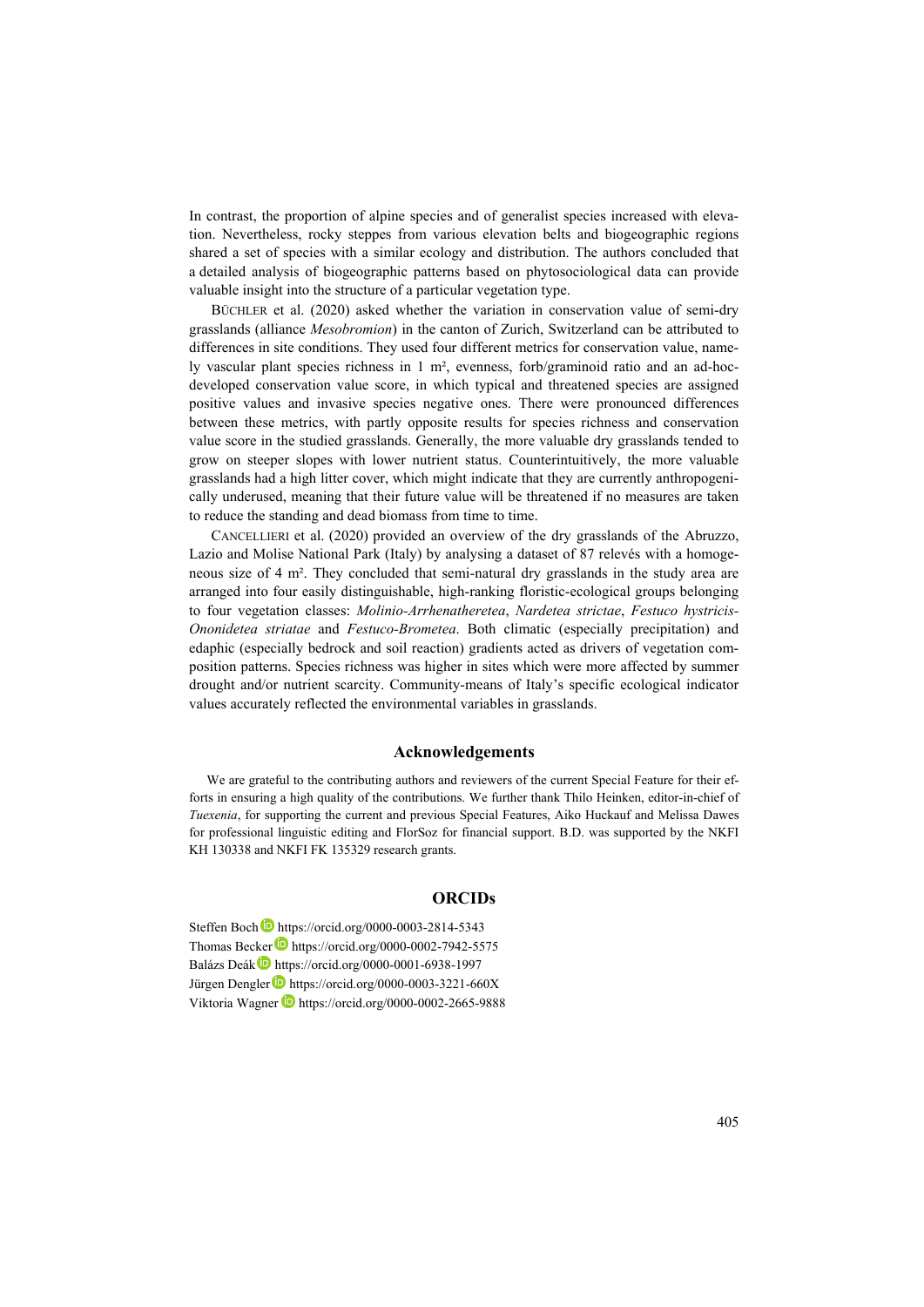In contrast, the proportion of alpine species and of generalist species increased with elevation. Nevertheless, rocky steppes from various elevation belts and biogeographic regions shared a set of species with a similar ecology and distribution. The authors concluded that a detailed analysis of biogeographic patterns based on phytosociological data can provide valuable insight into the structure of a particular vegetation type.

Büchler et al. (2020) asked whether the variation in conservation value of semi-dry grasslands (alliance *Mesobromion*) in the canton of Zurich, Switzerland can be attributed to differences in site conditions. They used four different metrics for conservation value, namely vascular plant species richness in 1 m², evenness, forb/graminoid ratio and an ad-hoc-developed conservation value score, in which typical and threatened species are assigned positive values and invasive species negative ones. There were pronounced differences between these metrics, with partly opposite results for species richness and conservation value score in the studied grasslands. Generally, the more valuable dry grasslands tended to grow on steeper slopes with lower nutrient status. Counterintuitively, the more valuable grasslands had a high litter cover, which might indicate that they are currently anthropogenically underused, meaning that their future value will be threatened if no measures are taken to reduce the standing and dead biomass from time to time.

Cancellieri et al. (2020) provided an overview of the dry grasslands of the Abruzzo, Lazio and Molise National Park (Italy) by analysing a dataset of 87 relevés with a homogeneous size of 4 m². They concluded that semi-natural dry grasslands in the study area are arranged into four easily distinguishable, high-ranking floristic-ecological groups belonging to four vegetation classes: *Molinio-Arrhenatheretea*, *Nardetea strictae*, *Festuco hystricis-Ononidetea striatae* and *Festuco-Brometea*. Both climatic (especially precipitation) and edaphic (especially bedrock and soil reaction) gradients acted as drivers of vegetation composition patterns. Species richness was higher in sites which were more affected by summer drought and/or nutrient scarcity. Community-means of Italy's specific ecological indicator values accurately reflected the environmental variables in grasslands.

## Acknowledgements

We are grateful to the contributing authors and reviewers of the current Special Feature for their efforts in ensuring a high quality of the contributions. We further thank Thilo Heinken, editor-in-chief of *Tuexenia*, for supporting the current and previous Special Features, Aiko Huckauf and Melissa Dawes for professional linguistic editing and FlorSoz for financial support. B.D. was supported by the NKFI KH 130338 and NKFI FK 135329 research grants.

## ORCIDs

Steffen Boch https://orcid.org/0000-0003-2814-5343
Thomas Becker https://orcid.org/0000-0002-7942-5575
Balázs Deák https://orcid.org/0000-0001-6938-1997
Jürgen Dengler https://orcid.org/0000-0003-3221-660X
Viktoria Wagner https://orcid.org/0000-0002-2665-9888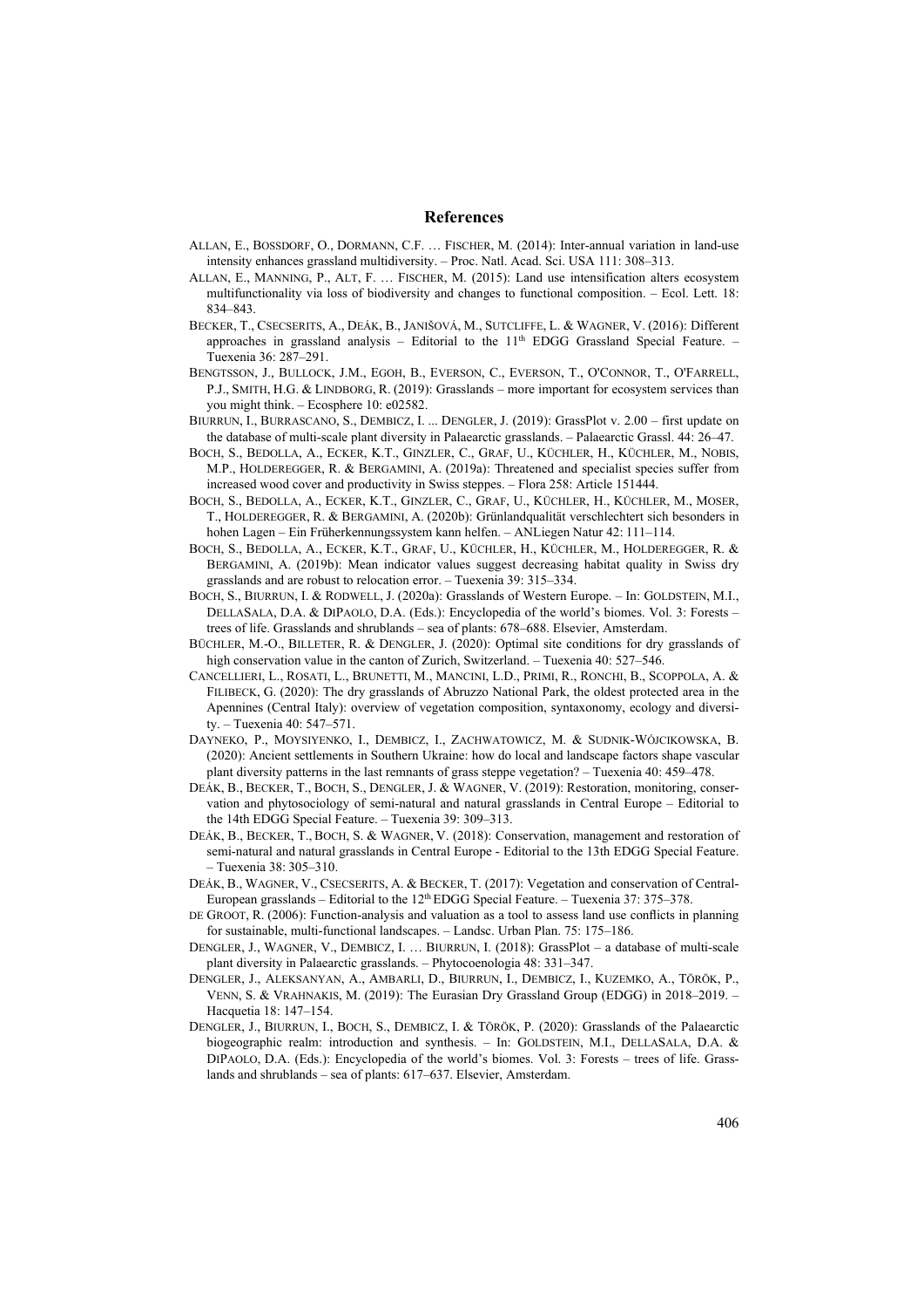## References

ALLAN, E., BOSSDORF, O., DORMANN, C.F. … FISCHER, M. (2014): Inter-annual variation in land-use intensity enhances grassland multidiversity. – Proc. Natl. Acad. Sci. USA 111: 308–313.

ALLAN, E., MANNING, P., ALT, F. … FISCHER, M. (2015): Land use intensification alters ecosystem multifunctionality via loss of biodiversity and changes to functional composition. – Ecol. Lett. 18: 834–843.

BECKER, T., CSECSERITS, A., DEÁK, B., JANIŠOVÁ, M., SUTCLIFFE, L. & WAGNER, V. (2016): Different approaches in grassland analysis – Editorial to the 11th EDGG Grassland Special Feature. – Tuexenia 36: 287–291.

BENGTSSON, J., BULLOCK, J.M., EGOH, B., EVERSON, C., EVERSON, T., O'CONNOR, T., O'FARRELL, P.J., SMITH, H.G. & LINDBORG, R. (2019): Grasslands – more important for ecosystem services than you might think. – Ecosphere 10: e02582.

BIURRUN, I., BURRASCANO, S., DEMBICZ, I. ... DENGLER, J. (2019): GrassPlot v. 2.00 – first update on the database of multi-scale plant diversity in Palaearctic grasslands. – Palaearctic Grassl. 44: 26–47.

BOCH, S., BEDOLLA, A., ECKER, K.T., GINZLER, C., GRAF, U., KÜCHLER, H., KÜCHLER, M., NOBIS, M.P., HOLDEREGGER, R. & BERGAMINI, A. (2019a): Threatened and specialist species suffer from increased wood cover and productivity in Swiss steppes. – Flora 258: Article 151444.

BOCH, S., BEDOLLA, A., ECKER, K.T., GINZLER, C., GRAF, U., KÜCHLER, H., KÜCHLER, M., MOSER, T., HOLDEREGGER, R. & BERGAMINI, A. (2020b): Grünlandqualität verschlechtert sich besonders in hohen Lagen – Ein Früherkennungssystem kann helfen. – ANLiegen Natur 42: 111–114.

BOCH, S., BEDOLLA, A., ECKER, K.T., GRAF, U., KÜCHLER, H., KÜCHLER, M., HOLDEREGGER, R. & BERGAMINI, A. (2019b): Mean indicator values suggest decreasing habitat quality in Swiss dry grasslands and are robust to relocation error. – Tuexenia 39: 315–334.

BOCH, S., BIURRUN, I. & RODWELL, J. (2020a): Grasslands of Western Europe. – In: GOLDSTEIN, M.I., DELLASALA, D.A. & DIPAOLO, D.A. (Eds.): Encyclopedia of the world's biomes. Vol. 3: Forests – trees of life. Grasslands and shrublands – sea of plants: 678–688. Elsevier, Amsterdam.

BÜCHLER, M.-O., BILLETER, R. & DENGLER, J. (2020): Optimal site conditions for dry grasslands of high conservation value in the canton of Zurich, Switzerland. – Tuexenia 40: 527–546.

CANCELLIERI, L., ROSATI, L., BRUNETTI, M., MANCINI, L.D., PRIMI, R., RONCHI, B., SCOPPOLA, A. & FILIBECK, G. (2020): The dry grasslands of Abruzzo National Park, the oldest protected area in the Apennines (Central Italy): overview of vegetation composition, syntaxonomy, ecology and diversity. – Tuexenia 40: 547–571.

DAYNEKO, P., MOYSIYENKO, I., DEMBICZ, I., ZACHWATOWICZ, M. & SUDNIK-WÓJCIKOWSKA, B. (2020): Ancient settlements in Southern Ukraine: how do local and landscape factors shape vascular plant diversity patterns in the last remnants of grass steppe vegetation? – Tuexenia 40: 459–478.

DEÁK, B., BECKER, T., BOCH, S., DENGLER, J. & WAGNER, V. (2019): Restoration, monitoring, conservation and phytosociology of semi-natural and natural grasslands in Central Europe – Editorial to the 14th EDGG Special Feature. – Tuexenia 39: 309–313.

DEÁK, B., BECKER, T., BOCH, S. & WAGNER, V. (2018): Conservation, management and restoration of semi-natural and natural grasslands in Central Europe - Editorial to the 13th EDGG Special Feature. – Tuexenia 38: 305–310.

DEÁK, B., WAGNER, V., CSECSERITS, A. & BECKER, T. (2017): Vegetation and conservation of Central-European grasslands – Editorial to the 12th EDGG Special Feature. – Tuexenia 37: 375–378.

DE GROOT, R. (2006): Function-analysis and valuation as a tool to assess land use conflicts in planning for sustainable, multi-functional landscapes. – Landsc. Urban Plan. 75: 175–186.

DENGLER, J., WAGNER, V., DEMBICZ, I. … BIURRUN, I. (2018): GrassPlot – a database of multi-scale plant diversity in Palaearctic grasslands. – Phytocoenologia 48: 331–347.

DENGLER, J., ALEKSANYAN, A., AMBARLI, D., BIURRUN, I., DEMBICZ, I., KUZEMKO, A., TÖRÖK, P., VENN, S. & VRAHNAKIS, M. (2019): The Eurasian Dry Grassland Group (EDGG) in 2018–2019. – Hacquetia 18: 147–154.

DENGLER, J., BIURRUN, I., BOCH, S., DEMBICZ, I. & TÖRÖK, P. (2020): Grasslands of the Palaearctic biogeographic realm: introduction and synthesis. – In: GOLDSTEIN, M.I., DELLASALA, D.A. & DIPAOLO, D.A. (Eds.): Encyclopedia of the world's biomes. Vol. 3: Forests – trees of life. Grasslands and shrublands – sea of plants: 617–637. Elsevier, Amsterdam.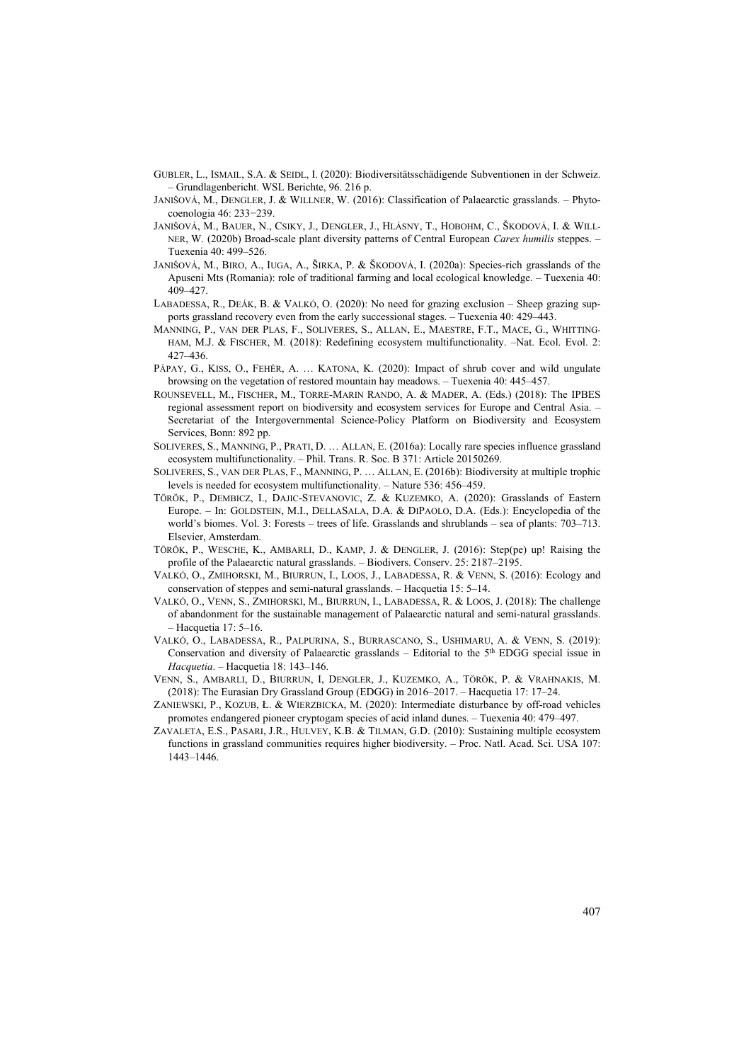GUBLER, L., ISMAIL, S.A. & SEIDL, I. (2020): Biodiversitätsschädigende Subventionen in der Schweiz. – Grundlagenbericht. WSL Berichte, 96. 216 p.

JANIŠOVÁ, M., DENGLER, J. & WILLNER, W. (2016): Classification of Palaearctic grasslands. – Phytocoenologia 46: 233−239.

JANIŠOVÁ, M., BAUER, N., CSIKY, J., DENGLER, J., HLÁSNY, T., HOBOHM, C., ŠKODOVÁ, I. & WILLNER, W. (2020b) Broad-scale plant diversity patterns of Central European *Carex humilis* steppes. – Tuexenia 40: 499–526.

JANIŠOVÁ, M., BIRO, A., IUGA, A., ŠIRKA, P. & ŠKODOVÁ, I. (2020a): Species-rich grasslands of the Apuseni Mts (Romania): role of traditional farming and local ecological knowledge. – Tuexenia 40: 409–427.

LABADESSA, R., DEÁK, B. & VALKÓ, O. (2020): No need for grazing exclusion – Sheep grazing supports grassland recovery even from the early successional stages. – Tuexenia 40: 429–443.

MANNING, P., VAN DER PLAS, F., SOLIVERES, S., ALLAN, E., MAESTRE, F.T., MACE, G., WHITTINGHAM, M.J. & FISCHER, M. (2018): Redefining ecosystem multifunctionality. –Nat. Ecol. Evol. 2: 427–436.

PÁPAY, G., KISS, O., FEHÉR, A. … KATONA, K. (2020): Impact of shrub cover and wild ungulate browsing on the vegetation of restored mountain hay meadows. – Tuexenia 40: 445–457.

ROUNSEVELL, M., FISCHER, M., TORRE-MARIN RANDO, A. & MADER, A. (Eds.) (2018): The IPBES regional assessment report on biodiversity and ecosystem services for Europe and Central Asia. – Secretariat of the Intergovernmental Science-Policy Platform on Biodiversity and Ecosystem Services, Bonn: 892 pp.

SOLIVERES, S., MANNING, P., PRATI, D. … ALLAN, E. (2016a): Locally rare species influence grassland ecosystem multifunctionality. – Phil. Trans. R. Soc. B 371: Article 20150269.

SOLIVERES, S., VAN DER PLAS, F., MANNING, P. … ALLAN, E. (2016b): Biodiversity at multiple trophic levels is needed for ecosystem multifunctionality. – Nature 536: 456–459.

TÖRÖK, P., DEMBICZ, I., DAJIC-STEVANOVIC, Z. & KUZEMKO, A. (2020): Grasslands of Eastern Europe. – In: GOLDSTEIN, M.I., DELLASALA, D.A. & DIPAOLO, D.A. (Eds.): Encyclopedia of the world's biomes. Vol. 3: Forests – trees of life. Grasslands and shrublands – sea of plants: 703–713. Elsevier, Amsterdam.

TÖRÖK, P., WESCHE, K., AMBARLI, D., KAMP, J. & DENGLER, J. (2016): Step(pe) up! Raising the profile of the Palaearctic natural grasslands. – Biodivers. Conserv. 25: 2187–2195.

VALKÓ, O., ZMIHORSKI, M., BIURRUN, I., LOOS, J., LABADESSA, R. & VENN, S. (2016): Ecology and conservation of steppes and semi-natural grasslands. – Hacquetia 15: 5–14.

VALKÓ, O., VENN, S., ZMIHORSKI, M., BIURRUN, I., LABADESSA, R. & LOOS, J. (2018): The challenge of abandonment for the sustainable management of Palaearctic natural and semi-natural grasslands. – Hacquetia 17: 5–16.

VALKÓ, O., LABADESSA, R., PALPURINA, S., BURRASCANO, S., USHIMARU, A. & VENN, S. (2019): Conservation and diversity of Palaearctic grasslands – Editorial to the 5th EDGG special issue in *Hacquetia*. – Hacquetia 18: 143–146.

VENN, S., AMBARLI, D., BIURRUN, I, DENGLER, J., KUZEMKO, A., TÖRÖK, P. & VRAHNAKIS, M. (2018): The Eurasian Dry Grassland Group (EDGG) in 2016–2017. – Hacquetia 17: 17–24.

ZANIEWSKI, P., KOZUB, Ł. & WIERZBICKA, M. (2020): Intermediate disturbance by off-road vehicles promotes endangered pioneer cryptogam species of acid inland dunes. – Tuexenia 40: 479–497.

ZAVALETA, E.S., PASARI, J.R., HULVEY, K.B. & TILMAN, G.D. (2010): Sustaining multiple ecosystem functions in grassland communities requires higher biodiversity. – Proc. Natl. Acad. Sci. USA 107: 1443–1446.